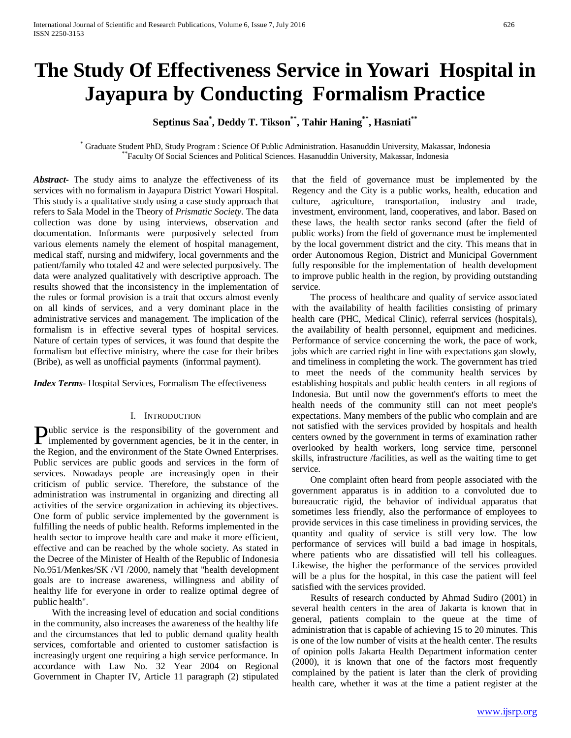# The Study Of Effectiveness Service in Yowari Hospital in Jayapura by Conducting Formalism Practice

**Septinus Saa[*], Deddy T. Tikson[**], Tahir Haning[**], Hasniati[**]**

[*] Graduate Student PhD, Study Program : Science Of Public Administration. Hasanuddin University, Makassar, Indonesia
[**]Faculty Of Social Sciences and Political Sciences. Hasanuddin University, Makassar, Indonesia

***Abstract-*** The study aims to analyze the effectiveness of its services with no formalism in Jayapura District Yowari Hospital. This study is a qualitative study using a case study approach that refers to Sala Model in the Theory of *Prismatic Society*. The data collection was done by using interviews, observation and documentation. Informants were purposively selected from various elements namely the element of hospital management, medical staff, nursing and midwifery, local governments and the patient/family who totaled 42 and were selected purposively. The data were analyzed qualitatively with descriptive approach. The results showed that the inconsistency in the implementation of the rules or formal provision is a trait that occurs almost evenly on all kinds of services, and a very dominant place in the administrative services and management. The implication of the formalism is in effective several types of hospital services. Nature of certain types of services, it was found that despite the formalism but effective ministry, where the case for their bribes (Bribe), as well as unofficial payments (inforrmal payment).

***Index Terms-*** Hospital Services, Formalism The effectiveness

## I. Introduction

Public service is the responsibility of the government and implemented by government agencies, be it in the center, in the Region, and the environment of the State Owned Enterprises. Public services are public goods and services in the form of services. Nowadays people are increasingly open in their criticism of public service. Therefore, the substance of the administration was instrumental in organizing and directing all activities of the service organization in achieving its objectives. One form of public service implemented by the government is fulfilling the needs of public health. Reforms implemented in the health sector to improve health care and make it more efficient, effective and can be reached by the whole society. As stated in the Decree of the Minister of Health of the Republic of Indonesia No.951/Menkes/SK /VI /2000, namely that "health development goals are to increase awareness, willingness and ability of healthy life for everyone in order to realize optimal degree of public health".

With the increasing level of education and social conditions in the community, also increases the awareness of the healthy life and the circumstances that led to public demand quality health services, comfortable and oriented to customer satisfaction is increasingly urgent one requiring a high service performance. In accordance with Law No. 32 Year 2004 on Regional Government in Chapter IV, Article 11 paragraph (2) stipulated that the field of governance must be implemented by the Regency and the City is a public works, health, education and culture, agriculture, transportation, industry and trade, investment, environment, land, cooperatives, and labor. Based on these laws, the health sector ranks second (after the field of public works) from the field of governance must be implemented by the local government district and the city. This means that in order Autonomous Region, District and Municipal Government fully responsible for the implementation of health development to improve public health in the region, by providing outstanding service.

The process of healthcare and quality of service associated with the availability of health facilities consisting of primary health care (PHC, Medical Clinic), referral services (hospitals), the availability of health personnel, equipment and medicines. Performance of service concerning the work, the pace of work, jobs which are carried right in line with expectations gan slowly, and timeliness in completing the work. The government has tried to meet the needs of the community health services by establishing hospitals and public health centers in all regions of Indonesia. But until now the government's efforts to meet the health needs of the community still can not meet people's expectations. Many members of the public who complain and are not satisfied with the services provided by hospitals and health centers owned by the government in terms of examination rather overlooked by health workers, long service time, personnel skills, infrastructure /facilities, as well as the waiting time to get service.

One complaint often heard from people associated with the government apparatus is in addition to a convoluted due to bureaucratic rigid, the behavior of individual apparatus that sometimes less friendly, also the performance of employees to provide services in this case timeliness in providing services, the quantity and quality of service is still very low. The low performance of services will build a bad image in hospitals, where patients who are dissatisfied will tell his colleagues. Likewise, the higher the performance of the services provided will be a plus for the hospital, in this case the patient will feel satisfied with the services provided.

Results of research conducted by Ahmad Sudiro (2001) in several health centers in the area of Jakarta is known that in general, patients complain to the queue at the time of administration that is capable of achieving 15 to 20 minutes. This is one of the low number of visits at the health center. The results of opinion polls Jakarta Health Department information center (2000), it is known that one of the factors most frequently complained by the patient is later than the clerk of providing health care, whether it was at the time a patient register at the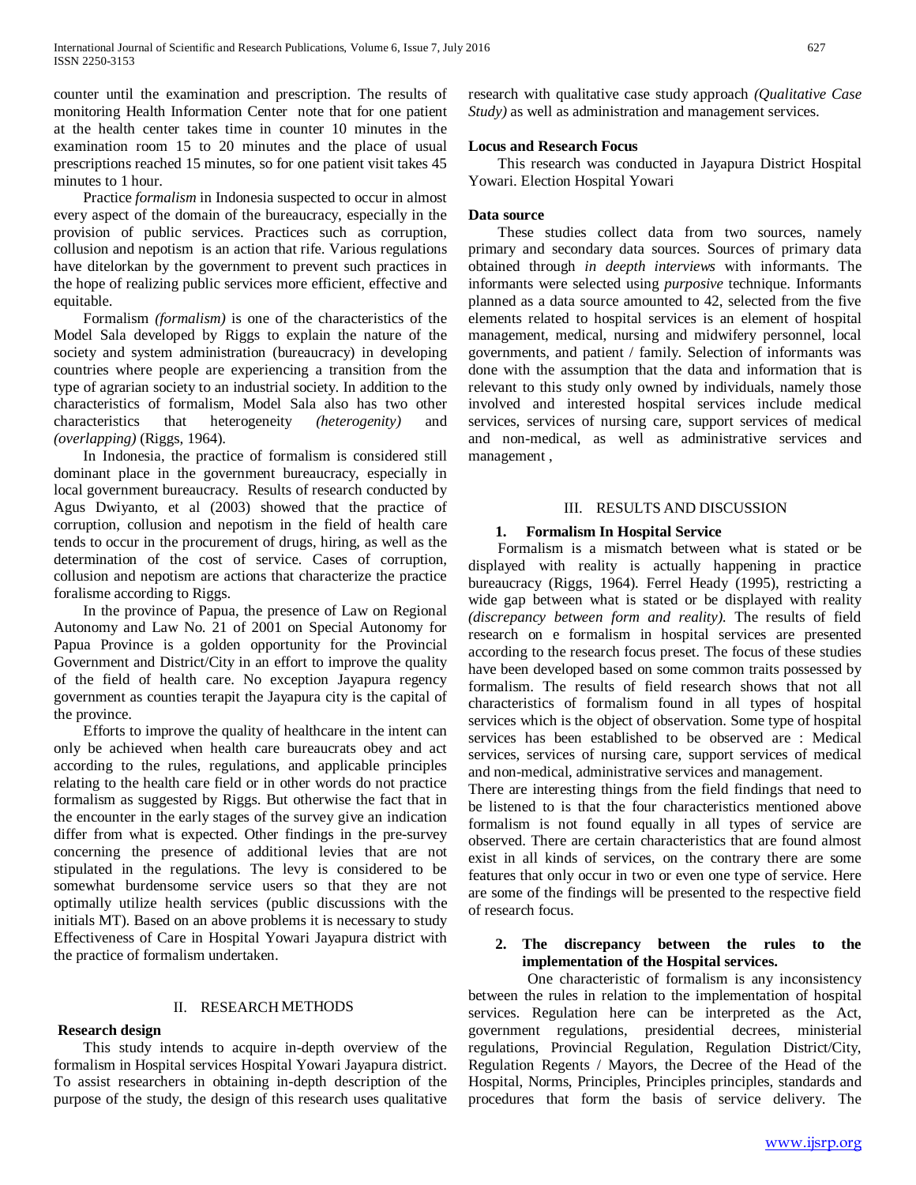counter until the examination and prescription. The results of monitoring Health Information Center note that for one patient at the health center takes time in counter 10 minutes in the examination room 15 to 20 minutes and the place of usual prescriptions reached 15 minutes, so for one patient visit takes 45 minutes to 1 hour.

Practice *formalism* in Indonesia suspected to occur in almost every aspect of the domain of the bureaucracy, especially in the provision of public services. Practices such as corruption, collusion and nepotism is an action that rife. Various regulations have ditelorkan by the government to prevent such practices in the hope of realizing public services more efficient, effective and equitable.

Formalism *(formalism)* is one of the characteristics of the Model Sala developed by Riggs to explain the nature of the society and system administration (bureaucracy) in developing countries where people are experiencing a transition from the type of agrarian society to an industrial society. In addition to the characteristics of formalism, Model Sala also has two other characteristics that heterogeneity *(heterogenity)* and *(overlapping)* (Riggs, 1964).

In Indonesia, the practice of formalism is considered still dominant place in the government bureaucracy, especially in local government bureaucracy. Results of research conducted by Agus Dwiyanto, et al (2003) showed that the practice of corruption, collusion and nepotism in the field of health care tends to occur in the procurement of drugs, hiring, as well as the determination of the cost of service. Cases of corruption, collusion and nepotism are actions that characterize the practice foralisme according to Riggs.

In the province of Papua, the presence of Law on Regional Autonomy and Law No. 21 of 2001 on Special Autonomy for Papua Province is a golden opportunity for the Provincial Government and District/City in an effort to improve the quality of the field of health care. No exception Jayapura regency government as counties terapit the Jayapura city is the capital of the province.

Efforts to improve the quality of healthcare in the intent can only be achieved when health care bureaucrats obey and act according to the rules, regulations, and applicable principles relating to the health care field or in other words do not practice formalism as suggested by Riggs. But otherwise the fact that in the encounter in the early stages of the survey give an indication differ from what is expected. Other findings in the pre-survey concerning the presence of additional levies that are not stipulated in the regulations. The levy is considered to be somewhat burdensome service users so that they are not optimally utilize health services (public discussions with the initials MT). Based on an above problems it is necessary to study Effectiveness of Care in Hospital Yowari Jayapura district with the practice of formalism undertaken.

## II. RESEARCH METHODS

### Research design

This study intends to acquire in-depth overview of the formalism in Hospital services Hospital Yowari Jayapura district. To assist researchers in obtaining in-depth description of the purpose of the study, the design of this research uses qualitative research with qualitative case study approach *(Qualitative Case Study)* as well as administration and management services.

### Locus and Research Focus

This research was conducted in Jayapura District Hospital Yowari. Election Hospital Yowari

### Data source

These studies collect data from two sources, namely primary and secondary data sources. Sources of primary data obtained through *in deepth interviews* with informants. The informants were selected using *purposive* technique. Informants planned as a data source amounted to 42, selected from the five elements related to hospital services is an element of hospital management, medical, nursing and midwifery personnel, local governments, and patient / family. Selection of informants was done with the assumption that the data and information that is relevant to this study only owned by individuals, namely those involved and interested hospital services include medical services, services of nursing care, support services of medical and non-medical, as well as administrative services and management ,

## III. RESULTS AND DISCUSSION

### 1. Formalism In Hospital Service

Formalism is a mismatch between what is stated or be displayed with reality is actually happening in practice bureaucracy (Riggs, 1964). Ferrel Heady (1995), restricting a wide gap between what is stated or be displayed with reality *(discrepancy between form and reality).* The results of field research on e formalism in hospital services are presented according to the research focus preset. The focus of these studies have been developed based on some common traits possessed by formalism. The results of field research shows that not all characteristics of formalism found in all types of hospital services which is the object of observation. Some type of hospital services has been established to be observed are : Medical services, services of nursing care, support services of medical and non-medical, administrative services and management.

There are interesting things from the field findings that need to be listened to is that the four characteristics mentioned above formalism is not found equally in all types of service are observed. There are certain characteristics that are found almost exist in all kinds of services, on the contrary there are some features that only occur in two or even one type of service. Here are some of the findings will be presented to the respective field of research focus.

### 2. The discrepancy between the rules to the implementation of the Hospital services.

One characteristic of formalism is any inconsistency between the rules in relation to the implementation of hospital services. Regulation here can be interpreted as the Act, government regulations, presidential decrees, ministerial regulations, Provincial Regulation, Regulation District/City, Regulation Regents / Mayors, the Decree of the Head of the Hospital, Norms, Principles, Principles principles, standards and procedures that form the basis of service delivery. The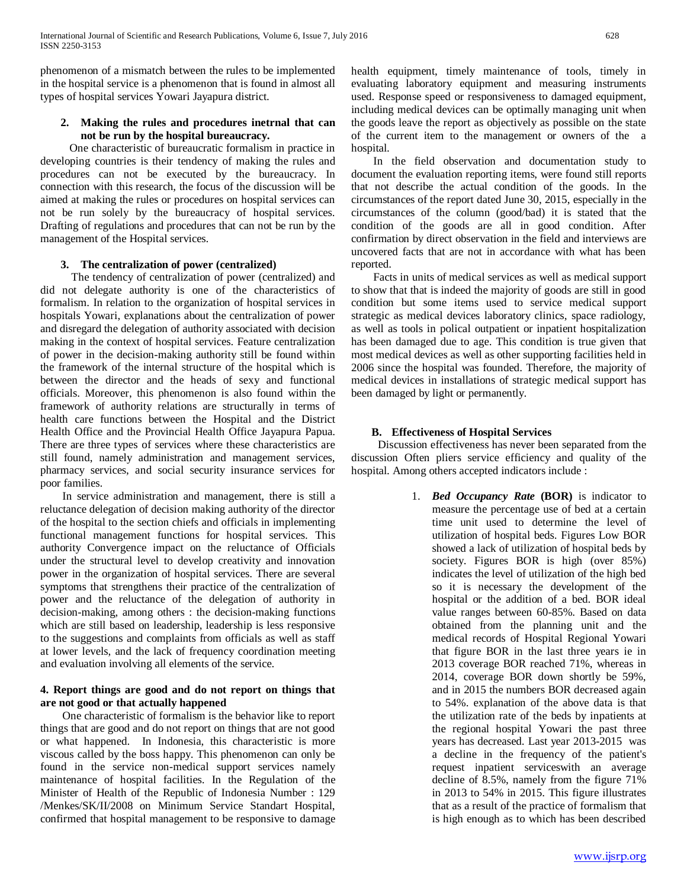phenomenon of a mismatch between the rules to be implemented in the hospital service is a phenomenon that is found in almost all types of hospital services Yowari Jayapura district.

### 2. Making the rules and procedures inetrnal that can not be run by the hospital bureaucracy.

One characteristic of bureaucratic formalism in practice in developing countries is their tendency of making the rules and procedures can not be executed by the bureaucracy. In connection with this research, the focus of the discussion will be aimed at making the rules or procedures on hospital services can not be run solely by the bureaucracy of hospital services. Drafting of regulations and procedures that can not be run by the management of the Hospital services.

### 3. The centralization of power (centralized)

The tendency of centralization of power (centralized) and did not delegate authority is one of the characteristics of formalism. In relation to the organization of hospital services in hospitals Yowari, explanations about the centralization of power and disregard the delegation of authority associated with decision making in the context of hospital services. Feature centralization of power in the decision-making authority still be found within the framework of the internal structure of the hospital which is between the director and the heads of sexy and functional officials. Moreover, this phenomenon is also found within the framework of authority relations are structurally in terms of health care functions between the Hospital and the District Health Office and the Provincial Health Office Jayapura Papua. There are three types of services where these characteristics are still found, namely administration and management services, pharmacy services, and social security insurance services for poor families.

In service administration and management, there is still a reluctance delegation of decision making authority of the director of the hospital to the section chiefs and officials in implementing functional management functions for hospital services. This authority Convergence impact on the reluctance of Officials under the structural level to develop creativity and innovation power in the organization of hospital services. There are several symptoms that strengthens their practice of the centralization of power and the reluctance of the delegation of authority in decision-making, among others : the decision-making functions which are still based on leadership, leadership is less responsive to the suggestions and complaints from officials as well as staff at lower levels, and the lack of frequency coordination meeting and evaluation involving all elements of the service.

### 4. Report things are good and do not report on things that are not good or that actually happened

One characteristic of formalism is the behavior like to report things that are good and do not report on things that are not good or what happened. In Indonesia, this characteristic is more viscous called by the boss happy. This phenomenon can only be found in the service non-medical support services namely maintenance of hospital facilities. In the Regulation of the Minister of Health of the Republic of Indonesia Number : 129 /Menkes/SK/II/2008 on Minimum Service Standart Hospital, confirmed that hospital management to be responsive to damage health equipment, timely maintenance of tools, timely in evaluating laboratory equipment and measuring instruments used. Response speed or responsiveness to damaged equipment, including medical devices can be optimally managing unit when the goods leave the report as objectively as possible on the state of the current item to the management or owners of the a hospital.

In the field observation and documentation study to document the evaluation reporting items, were found still reports that not describe the actual condition of the goods. In the circumstances of the report dated June 30, 2015, especially in the circumstances of the column (good/bad) it is stated that the condition of the goods are all in good condition. After confirmation by direct observation in the field and interviews are uncovered facts that are not in accordance with what has been reported.

Facts in units of medical services as well as medical support to show that that is indeed the majority of goods are still in good condition but some items used to service medical support strategic as medical devices laboratory clinics, space radiology, as well as tools in polical outpatient or inpatient hospitalization has been damaged due to age. This condition is true given that most medical devices as well as other supporting facilities held in 2006 since the hospital was founded. Therefore, the majority of medical devices in installations of strategic medical support has been damaged by light or permanently.

## B. Effectiveness of Hospital Services

Discussion effectiveness has never been separated from the discussion Often pliers service efficiency and quality of the hospital. Among others accepted indicators include :

1. ***Bed Occupancy Rate* (BOR)** is indicator to measure the percentage use of bed at a certain time unit used to determine the level of utilization of hospital beds. Figures Low BOR showed a lack of utilization of hospital beds by society. Figures BOR is high (over 85%) indicates the level of utilization of the high bed so it is necessary the development of the hospital or the addition of a bed. BOR ideal value ranges between 60-85%. Based on data obtained from the planning unit and the medical records of Hospital Regional Yowari that figure BOR in the last three years ie in 2013 coverage BOR reached 71%, whereas in 2014, coverage BOR down shortly be 59%, and in 2015 the numbers BOR decreased again to 54%. explanation of the above data is that the utilization rate of the beds by inpatients at the regional hospital Yowari the past three years has decreased. Last year 2013-2015 was a decline in the frequency of the patient's request inpatient serviceswith an average decline of 8.5%, namely from the figure 71% in 2013 to 54% in 2015. This figure illustrates that as a result of the practice of formalism that is high enough as to which has been described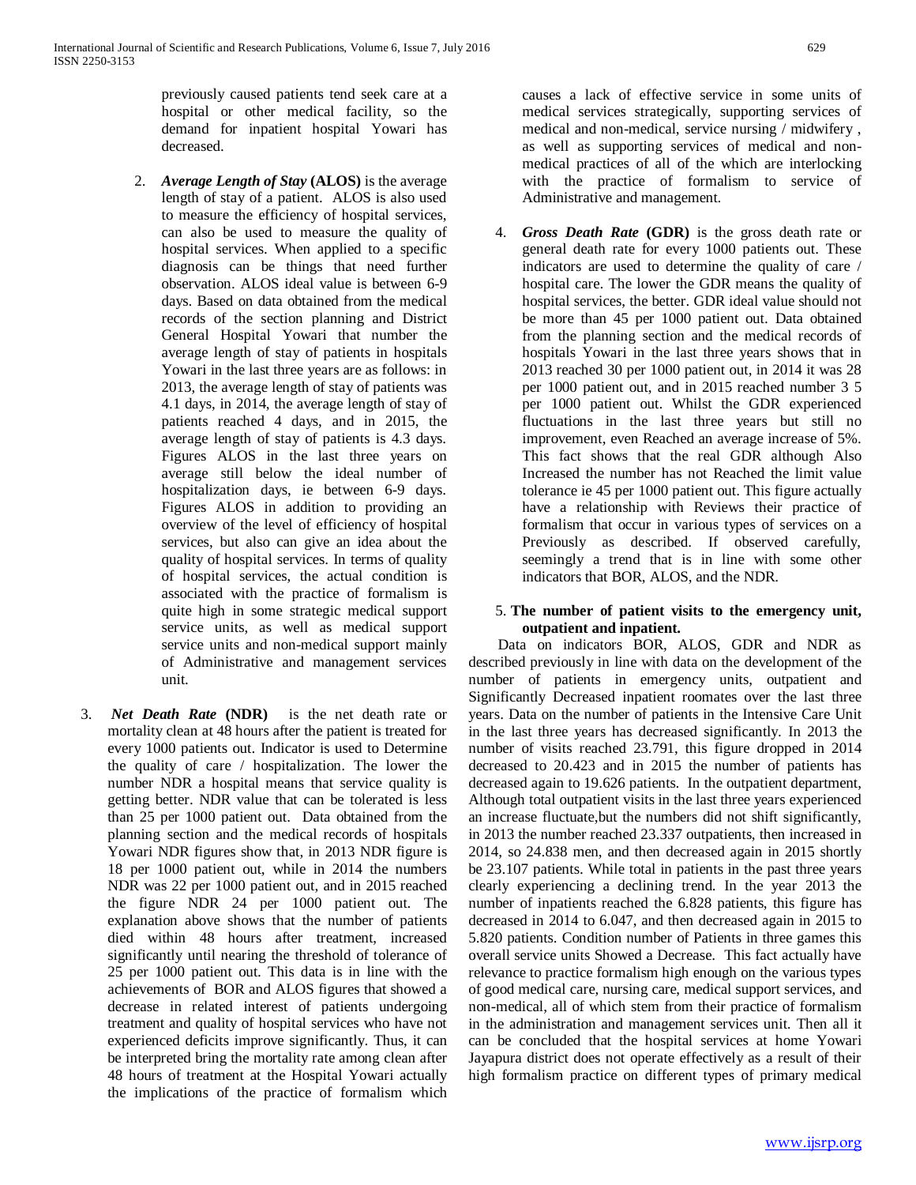previously caused patients tend seek care at a hospital or other medical facility, so the demand for inpatient hospital Yowari has decreased.

2. ***Average Length of Stay* (ALOS)** is the average length of stay of a patient. ALOS is also used to measure the efficiency of hospital services, can also be used to measure the quality of hospital services. When applied to a specific diagnosis can be things that need further observation. ALOS ideal value is between 6-9 days. Based on data obtained from the medical records of the section planning and District General Hospital Yowari that number the average length of stay of patients in hospitals Yowari in the last three years are as follows: in 2013, the average length of stay of patients was 4.1 days, in 2014, the average length of stay of patients reached 4 days, and in 2015, the average length of stay of patients is 4.3 days. Figures ALOS in the last three years on average still below the ideal number of hospitalization days, ie between 6-9 days. Figures ALOS in addition to providing an overview of the level of efficiency of hospital services, but also can give an idea about the quality of hospital services. In terms of quality of hospital services, the actual condition is associated with the practice of formalism is quite high in some strategic medical support service units, as well as medical support service units and non-medical support mainly of Administrative and management services unit.

3. ***Net Death Rate* (NDR)** is the net death rate or mortality clean at 48 hours after the patient is treated for every 1000 patients out. Indicator is used to Determine the quality of care / hospitalization. The lower the number NDR a hospital means that service quality is getting better. NDR value that can be tolerated is less than 25 per 1000 patient out. Data obtained from the planning section and the medical records of hospitals Yowari NDR figures show that, in 2013 NDR figure is 18 per 1000 patient out, while in 2014 the numbers NDR was 22 per 1000 patient out, and in 2015 reached the figure NDR 24 per 1000 patient out. The explanation above shows that the number of patients died within 48 hours after treatment, increased significantly until nearing the threshold of tolerance of 25 per 1000 patient out. This data is in line with the achievements of BOR and ALOS figures that showed a decrease in related interest of patients undergoing treatment and quality of hospital services who have not experienced deficits improve significantly. Thus, it can be interpreted bring the mortality rate among clean after 48 hours of treatment at the Hospital Yowari actually the implications of the practice of formalism which causes a lack of effective service in some units of medical services strategically, supporting services of medical and non-medical, service nursing / midwifery , as well as supporting services of medical and non-medical practices of all of the which are interlocking with the practice of formalism to service of Administrative and management.

4. ***Gross Death Rate* (GDR)** is the gross death rate or general death rate for every 1000 patients out. These indicators are used to determine the quality of care / hospital care. The lower the GDR means the quality of hospital services, the better. GDR ideal value should not be more than 45 per 1000 patient out. Data obtained from the planning section and the medical records of hospitals Yowari in the last three years shows that in 2013 reached 30 per 1000 patient out, in 2014 it was 28 per 1000 patient out, and in 2015 reached number 3 5 per 1000 patient out. Whilst the GDR experienced fluctuations in the last three years but still no improvement, even Reached an average increase of 5%. This fact shows that the real GDR although Also Increased the number has not Reached the limit value tolerance ie 45 per 1000 patient out. This figure actually have a relationship with Reviews their practice of formalism that occur in various types of services on a Previously as described. If observed carefully, seemingly a trend that is in line with some other indicators that BOR, ALOS, and the NDR.

5. **The number of patient visits to the emergency unit, outpatient and inpatient.**

Data on indicators BOR, ALOS, GDR and NDR as described previously in line with data on the development of the number of patients in emergency units, outpatient and Significantly Decreased inpatient roomates over the last three years. Data on the number of patients in the Intensive Care Unit in the last three years has decreased significantly. In 2013 the number of visits reached 23.791, this figure dropped in 2014 decreased to 20.423 and in 2015 the number of patients has decreased again to 19.626 patients. In the outpatient department, Although total outpatient visits in the last three years experienced an increase fluctuate,but the numbers did not shift significantly, in 2013 the number reached 23.337 outpatients, then increased in 2014, so 24.838 men, and then decreased again in 2015 shortly be 23.107 patients. While total in patients in the past three years clearly experiencing a declining trend. In the year 2013 the number of inpatients reached the 6.828 patients, this figure has decreased in 2014 to 6.047, and then decreased again in 2015 to 5.820 patients. Condition number of Patients in three games this overall service units Showed a Decrease. This fact actually have relevance to practice formalism high enough on the various types of good medical care, nursing care, medical support services, and non-medical, all of which stem from their practice of formalism in the administration and management services unit. Then all it can be concluded that the hospital services at home Yowari Jayapura district does not operate effectively as a result of their high formalism practice on different types of primary medical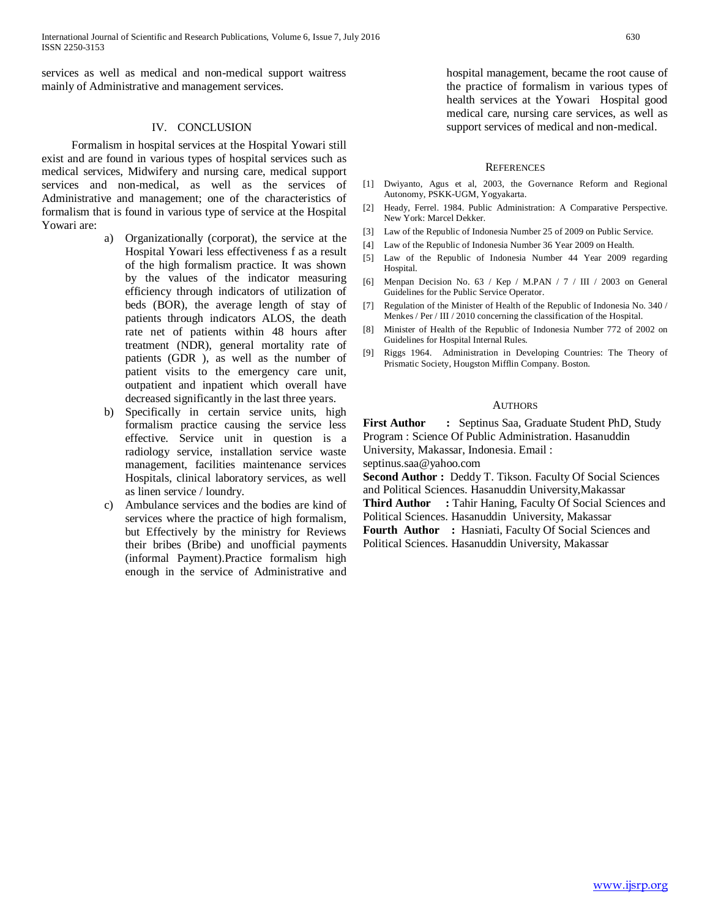services as well as medical and non-medical support waitress mainly of Administrative and management services.

## IV. CONCLUSION

Formalism in hospital services at the Hospital Yowari still exist and are found in various types of hospital services such as medical services, Midwifery and nursing care, medical support services and non-medical, as well as the services of Administrative and management; one of the characteristics of formalism that is found in various type of service at the Hospital Yowari are:

a) Organizationally (corporat), the service at the Hospital Yowari less effectiveness f as a result of the high formalism practice. It was shown by the values of the indicator measuring efficiency through indicators of utilization of beds (BOR), the average length of stay of patients through indicators ALOS, the death rate net of patients within 48 hours after treatment (NDR), general mortality rate of patients (GDR ), as well as the number of patient visits to the emergency care unit, outpatient and inpatient which overall have decreased significantly in the last three years.

b) Specifically in certain service units, high formalism practice causing the service less effective. Service unit in question is a radiology service, installation service waste management, facilities maintenance services Hospitals, clinical laboratory services, as well as linen service / loundry.

c) Ambulance services and the bodies are kind of services where the practice of high formalism, but Effectively by the ministry for Reviews their bribes (Bribe) and unofficial payments (informal Payment).Practice formalism high enough in the service of Administrative and hospital management, became the root cause of the practice of formalism in various types of health services at the Yowari Hospital good medical care, nursing care services, as well as support services of medical and non-medical.

## REFERENCES

[1] Dwiyanto, Agus et al, 2003, the Governance Reform and Regional Autonomy, PSKK-UGM, Yogyakarta.

[2] Heady, Ferrel. 1984. Public Administration: A Comparative Perspective. New York: Marcel Dekker.

[3] Law of the Republic of Indonesia Number 25 of 2009 on Public Service.

[4] Law of the Republic of Indonesia Number 36 Year 2009 on Health.

[5] Law of the Republic of Indonesia Number 44 Year 2009 regarding Hospital.

[6] Menpan Decision No. 63 / Kep / M.PAN / 7 / III / 2003 on General Guidelines for the Public Service Operator.

[7] Regulation of the Minister of Health of the Republic of Indonesia No. 340 / Menkes / Per / III / 2010 concerning the classification of the Hospital.

[8] Minister of Health of the Republic of Indonesia Number 772 of 2002 on Guidelines for Hospital Internal Rules.

[9] Riggs 1964. Administration in Developing Countries: The Theory of Prismatic Society, Hougston Mifflin Company. Boston.

## AUTHORS

**First Author** : Septinus Saa, Graduate Student PhD, Study Program : Science Of Public Administration. Hasanuddin University, Makassar, Indonesia. Email : septinus.saa@yahoo.com

**Second Author :** Deddy T. Tikson. Faculty Of Social Sciences and Political Sciences. Hasanuddin University,Makassar

**Third Author :** Tahir Haning, Faculty Of Social Sciences and Political Sciences. Hasanuddin University, Makassar

**Fourth Author :** Hasniati, Faculty Of Social Sciences and Political Sciences. Hasanuddin University, Makassar